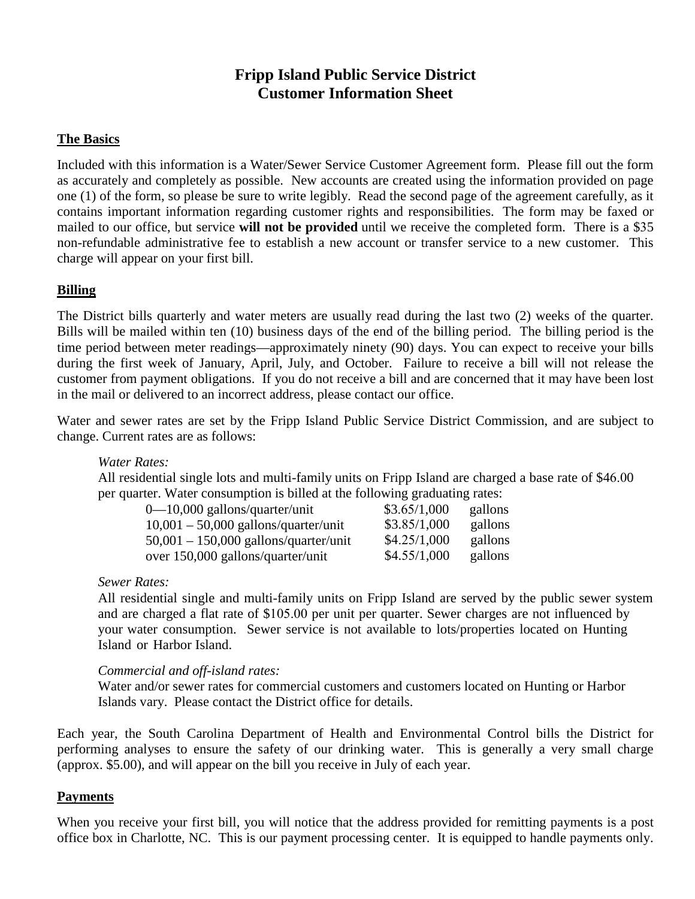# Fripp Island Public Service District
# Customer Information Sheet

## The Basics

Included with this information is a Water/Sewer Service Customer Agreement form. Please fill out the form as accurately and completely as possible. New accounts are created using the information provided on page one (1) of the form, so please be sure to write legibly. Read the second page of the agreement carefully, as it contains important information regarding customer rights and responsibilities. The form may be faxed or mailed to our office, but service **will not be provided** until we receive the completed form. There is a $35 non-refundable administrative fee to establish a new account or transfer service to a new customer. This charge will appear on your first bill.

## Billing

The District bills quarterly and water meters are usually read during the last two (2) weeks of the quarter. Bills will be mailed within ten (10) business days of the end of the billing period. The billing period is the time period between meter readings—approximately ninety (90) days. You can expect to receive your bills during the first week of January, April, July, and October. Failure to receive a bill will not release the customer from payment obligations. If you do not receive a bill and are concerned that it may have been lost in the mail or delivered to an incorrect address, please contact our office.

Water and sewer rates are set by the Fripp Island Public Service District Commission, and are subject to change. Current rates are as follows:

*Water Rates:*

All residential single lots and multi-family units on Fripp Island are charged a base rate of $46.00 per quarter. Water consumption is billed at the following graduating rates:

| | | |
|---|---|---|
| 0—10,000 gallons/quarter/unit | $3.65/1,000 | gallons |
| 10,001 – 50,000 gallons/quarter/unit | $3.85/1,000 | gallons |
| 50,001 – 150,000 gallons/quarter/unit | $4.25/1,000 | gallons |
| over 150,000 gallons/quarter/unit | $4.55/1,000 | gallons |

*Sewer Rates:*

All residential single and multi-family units on Fripp Island are served by the public sewer system and are charged a flat rate of $105.00 per unit per quarter. Sewer charges are not influenced by your water consumption. Sewer service is not available to lots/properties located on Hunting Island or Harbor Island.

*Commercial and off-island rates:*

Water and/or sewer rates for commercial customers and customers located on Hunting or Harbor Islands vary. Please contact the District office for details.

Each year, the South Carolina Department of Health and Environmental Control bills the District for performing analyses to ensure the safety of our drinking water. This is generally a very small charge (approx. $5.00), and will appear on the bill you receive in July of each year.

## Payments

When you receive your first bill, you will notice that the address provided for remitting payments is a post office box in Charlotte, NC. This is our payment processing center. It is equipped to handle payments only.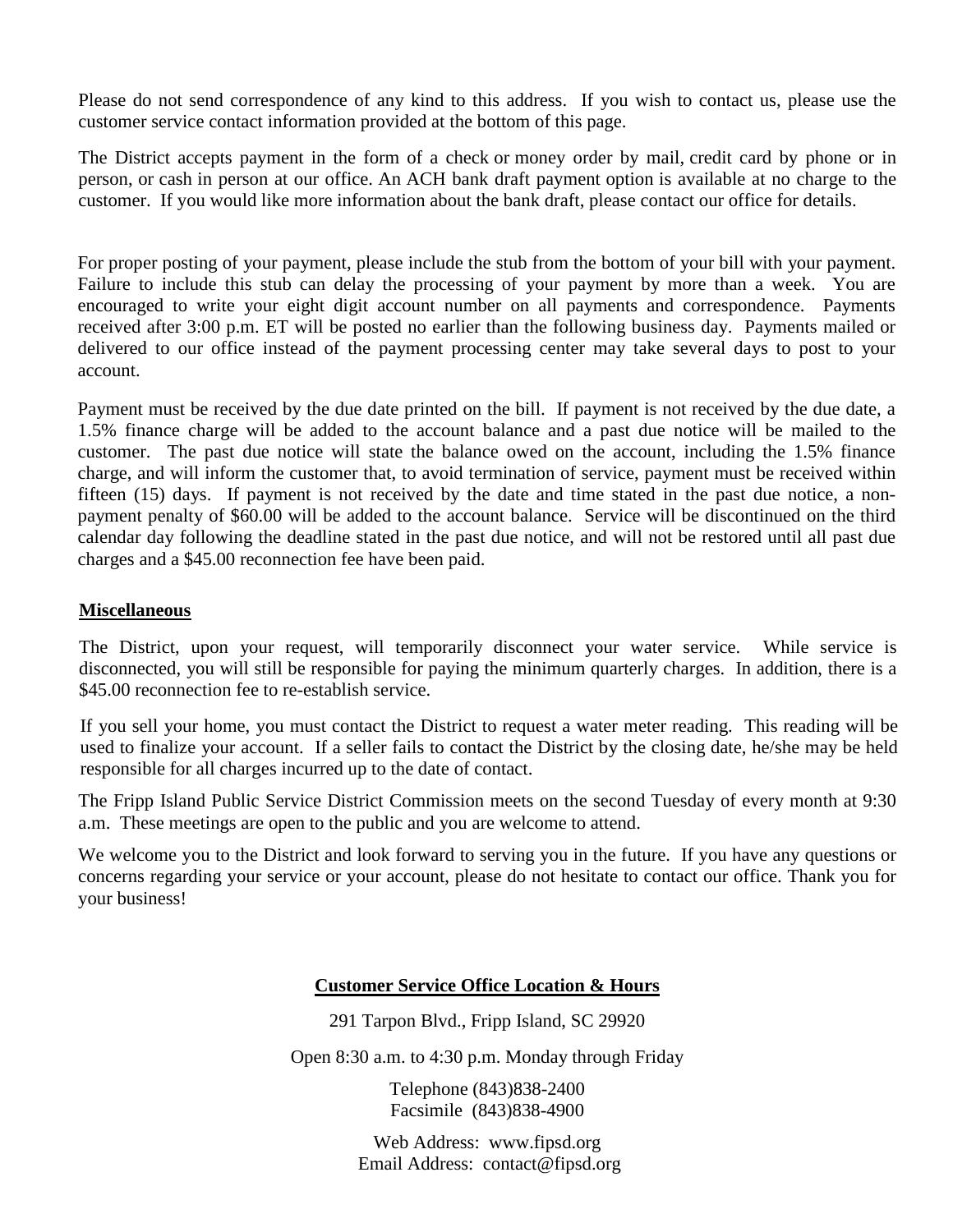Please do not send correspondence of any kind to this address. If you wish to contact us, please use the customer service contact information provided at the bottom of this page.

The District accepts payment in the form of a check or money order by mail, credit card by phone or in person, or cash in person at our office. An ACH bank draft payment option is available at no charge to the customer. If you would like more information about the bank draft, please contact our office for details.

For proper posting of your payment, please include the stub from the bottom of your bill with your payment. Failure to include this stub can delay the processing of your payment by more than a week. You are encouraged to write your eight digit account number on all payments and correspondence. Payments received after 3:00 p.m. ET will be posted no earlier than the following business day. Payments mailed or delivered to our office instead of the payment processing center may take several days to post to your account.

Payment must be received by the due date printed on the bill. If payment is not received by the due date, a 1.5% finance charge will be added to the account balance and a past due notice will be mailed to the customer. The past due notice will state the balance owed on the account, including the 1.5% finance charge, and will inform the customer that, to avoid termination of service, payment must be received within fifteen (15) days. If payment is not received by the date and time stated in the past due notice, a non-payment penalty of $60.00 will be added to the account balance. Service will be discontinued on the third calendar day following the deadline stated in the past due notice, and will not be restored until all past due charges and a $45.00 reconnection fee have been paid.

## Miscellaneous

The District, upon your request, will temporarily disconnect your water service. While service is disconnected, you will still be responsible for paying the minimum quarterly charges. In addition, there is a $45.00 reconnection fee to re-establish service.

If you sell your home, you must contact the District to request a water meter reading. This reading will be used to finalize your account. If a seller fails to contact the District by the closing date, he/she may be held responsible for all charges incurred up to the date of contact.

The Fripp Island Public Service District Commission meets on the second Tuesday of every month at 9:30 a.m. These meetings are open to the public and you are welcome to attend.

We welcome you to the District and look forward to serving you in the future. If you have any questions or concerns regarding your service or your account, please do not hesitate to contact our office. Thank you for your business!

## Customer Service Office Location & Hours

291 Tarpon Blvd., Fripp Island, SC 29920

Open 8:30 a.m. to 4:30 p.m. Monday through Friday

Telephone (843)838-2400
Facsimile (843)838-4900

Web Address: www.fipsd.org
Email Address: contact@fipsd.org